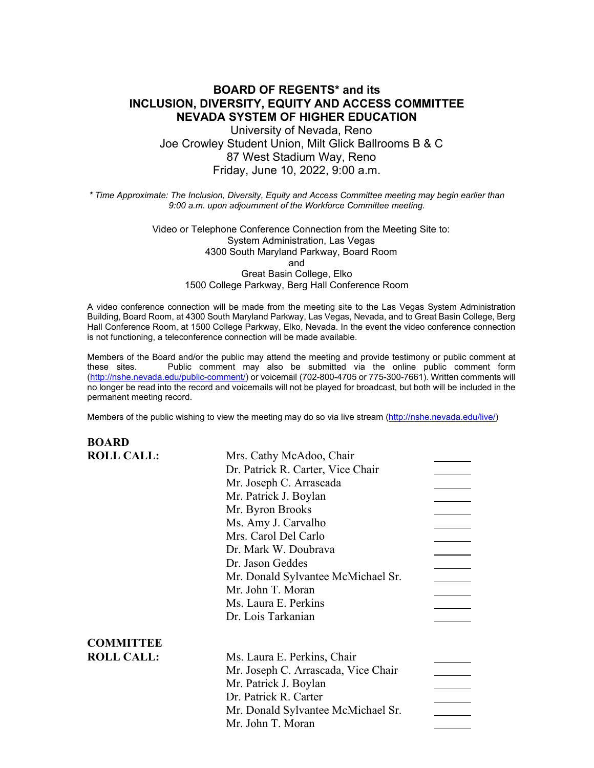# BOARD OF REGENTS* and its INCLUSION, DIVERSITY, EQUITY AND ACCESS COMMITTEE NEVADA SYSTEM OF HIGHER EDUCATION

University of Nevada, Reno
Joe Crowley Student Union, Milt Glick Ballrooms B & C
87 West Stadium Way, Reno
Friday, June 10, 2022, 9:00 a.m.

*\* Time Approximate: The Inclusion, Diversity, Equity and Access Committee meeting may begin earlier than 9:00 a.m. upon adjournment of the Workforce Committee meeting.*

Video or Telephone Conference Connection from the Meeting Site to:
System Administration, Las Vegas
4300 South Maryland Parkway, Board Room
and
Great Basin College, Elko
1500 College Parkway, Berg Hall Conference Room

A video conference connection will be made from the meeting site to the Las Vegas System Administration Building, Board Room, at 4300 South Maryland Parkway, Las Vegas, Nevada, and to Great Basin College, Berg Hall Conference Room, at 1500 College Parkway, Elko, Nevada. In the event the video conference connection is not functioning, a teleconference connection will be made available.

Members of the Board and/or the public may attend the meeting and provide testimony or public comment at these sites. Public comment may also be submitted via the online public comment form (http://nshe.nevada.edu/public-comment/) or voicemail (702-800-4705 or 775-300-7661). Written comments will no longer be read into the record and voicemails will not be played for broadcast, but both will be included in the permanent meeting record.

Members of the public wishing to view the meeting may do so via live stream (http://nshe.nevada.edu/live/)

**BOARD ROLL CALL:**

| | |
|---|---|
| Mrs. Cathy McAdoo, Chair | _______ |
| Dr. Patrick R. Carter, Vice Chair | _______ |
| Mr. Joseph C. Arrascada | _______ |
| Mr. Patrick J. Boylan | _______ |
| Mr. Byron Brooks | _______ |
| Ms. Amy J. Carvalho | _______ |
| Mrs. Carol Del Carlo | _______ |
| Dr. Mark W. Doubrava | _______ |
| Dr. Jason Geddes | _______ |
| Mr. Donald Sylvantee McMichael Sr. | _______ |
| Mr. John T. Moran | _______ |
| Ms. Laura E. Perkins | _______ |
| Dr. Lois Tarkanian | _______ |

**COMMITTEE ROLL CALL:**

| | |
|---|---|
| Ms. Laura E. Perkins, Chair | _______ |
| Mr. Joseph C. Arrascada, Vice Chair | _______ |
| Mr. Patrick J. Boylan | _______ |
| Dr. Patrick R. Carter | _______ |
| Mr. Donald Sylvantee McMichael Sr. | _______ |
| Mr. John T. Moran | _______ |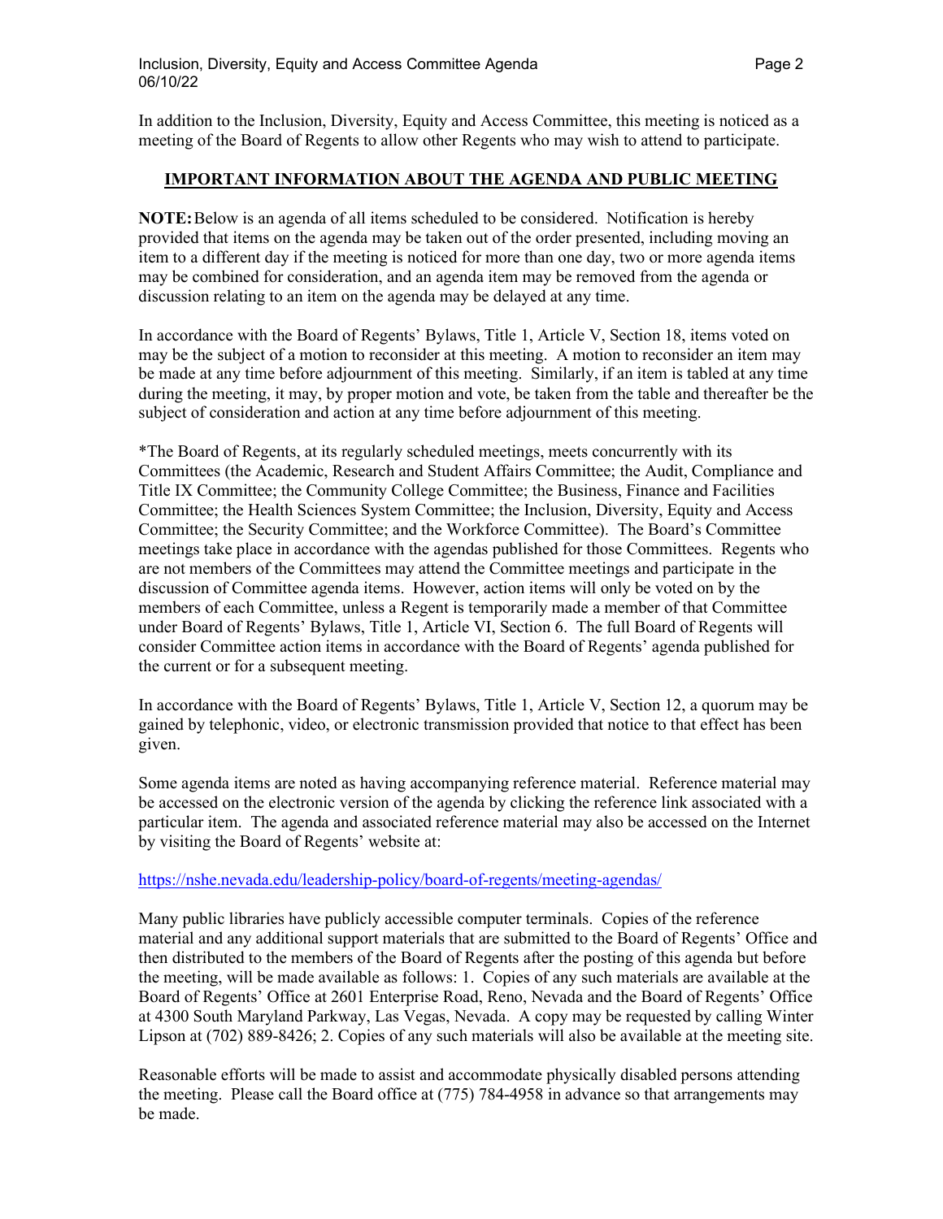In addition to the Inclusion, Diversity, Equity and Access Committee, this meeting is noticed as a meeting of the Board of Regents to allow other Regents who may wish to attend to participate.

## IMPORTANT INFORMATION ABOUT THE AGENDA AND PUBLIC MEETING

**NOTE:** Below is an agenda of all items scheduled to be considered. Notification is hereby provided that items on the agenda may be taken out of the order presented, including moving an item to a different day if the meeting is noticed for more than one day, two or more agenda items may be combined for consideration, and an agenda item may be removed from the agenda or discussion relating to an item on the agenda may be delayed at any time.

In accordance with the Board of Regents' Bylaws, Title 1, Article V, Section 18, items voted on may be the subject of a motion to reconsider at this meeting. A motion to reconsider an item may be made at any time before adjournment of this meeting. Similarly, if an item is tabled at any time during the meeting, it may, by proper motion and vote, be taken from the table and thereafter be the subject of consideration and action at any time before adjournment of this meeting.

*The Board of Regents, at its regularly scheduled meetings, meets concurrently with its Committees (the Academic, Research and Student Affairs Committee; the Audit, Compliance and Title IX Committee; the Community College Committee; the Business, Finance and Facilities Committee; the Health Sciences System Committee; the Inclusion, Diversity, Equity and Access Committee; the Security Committee; and the Workforce Committee). The Board's Committee meetings take place in accordance with the agendas published for those Committees. Regents who are not members of the Committees may attend the Committee meetings and participate in the discussion of Committee agenda items. However, action items will only be voted on by the members of each Committee, unless a Regent is temporarily made a member of that Committee under Board of Regents' Bylaws, Title 1, Article VI, Section 6. The full Board of Regents will consider Committee action items in accordance with the Board of Regents' agenda published for the current or for a subsequent meeting.

In accordance with the Board of Regents' Bylaws, Title 1, Article V, Section 12, a quorum may be gained by telephonic, video, or electronic transmission provided that notice to that effect has been given.

Some agenda items are noted as having accompanying reference material. Reference material may be accessed on the electronic version of the agenda by clicking the reference link associated with a particular item. The agenda and associated reference material may also be accessed on the Internet by visiting the Board of Regents' website at:

https://nshe.nevada.edu/leadership-policy/board-of-regents/meeting-agendas/

Many public libraries have publicly accessible computer terminals. Copies of the reference material and any additional support materials that are submitted to the Board of Regents' Office and then distributed to the members of the Board of Regents after the posting of this agenda but before the meeting, will be made available as follows: 1. Copies of any such materials are available at the Board of Regents' Office at 2601 Enterprise Road, Reno, Nevada and the Board of Regents' Office at 4300 South Maryland Parkway, Las Vegas, Nevada. A copy may be requested by calling Winter Lipson at (702) 889-8426; 2. Copies of any such materials will also be available at the meeting site.

Reasonable efforts will be made to assist and accommodate physically disabled persons attending the meeting. Please call the Board office at (775) 784-4958 in advance so that arrangements may be made.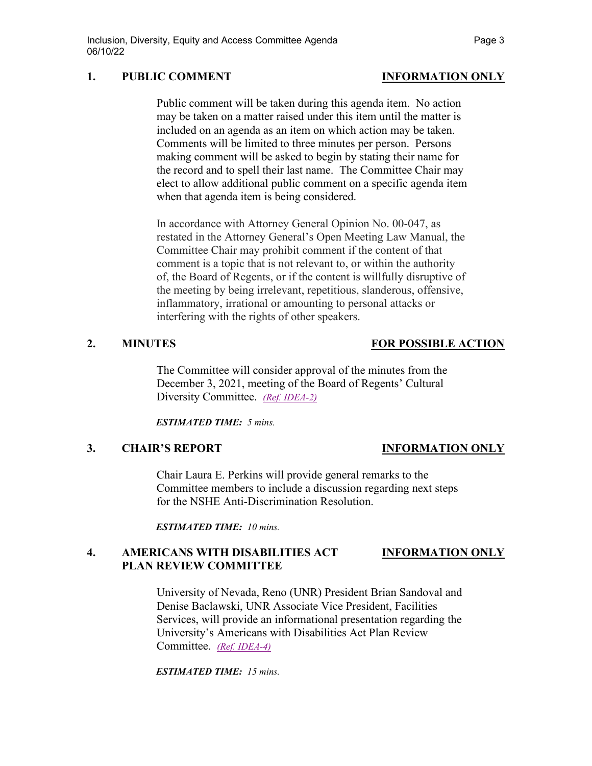## 1. PUBLIC COMMENT — INFORMATION ONLY

Public comment will be taken during this agenda item. No action may be taken on a matter raised under this item until the matter is included on an agenda as an item on which action may be taken. Comments will be limited to three minutes per person. Persons making comment will be asked to begin by stating their name for the record and to spell their last name. The Committee Chair may elect to allow additional public comment on a specific agenda item when that agenda item is being considered.

In accordance with Attorney General Opinion No. 00-047, as restated in the Attorney General's Open Meeting Law Manual, the Committee Chair may prohibit comment if the content of that comment is a topic that is not relevant to, or within the authority of, the Board of Regents, or if the content is willfully disruptive of the meeting by being irrelevant, repetitious, slanderous, offensive, inflammatory, irrational or amounting to personal attacks or interfering with the rights of other speakers.

## 2. MINUTES — FOR POSSIBLE ACTION

The Committee will consider approval of the minutes from the December 3, 2021, meeting of the Board of Regents' Cultural Diversity Committee. *(Ref. IDEA-2)*

***ESTIMATED TIME:*** *5 mins.*

## 3. CHAIR'S REPORT — INFORMATION ONLY

Chair Laura E. Perkins will provide general remarks to the Committee members to include a discussion regarding next steps for the NSHE Anti-Discrimination Resolution.

***ESTIMATED TIME:*** *10 mins.*

## 4. AMERICANS WITH DISABILITIES ACT PLAN REVIEW COMMITTEE — INFORMATION ONLY

University of Nevada, Reno (UNR) President Brian Sandoval and Denise Baclawski, UNR Associate Vice President, Facilities Services, will provide an informational presentation regarding the University's Americans with Disabilities Act Plan Review Committee. *(Ref. IDEA-4)*

***ESTIMATED TIME:*** *15 mins.*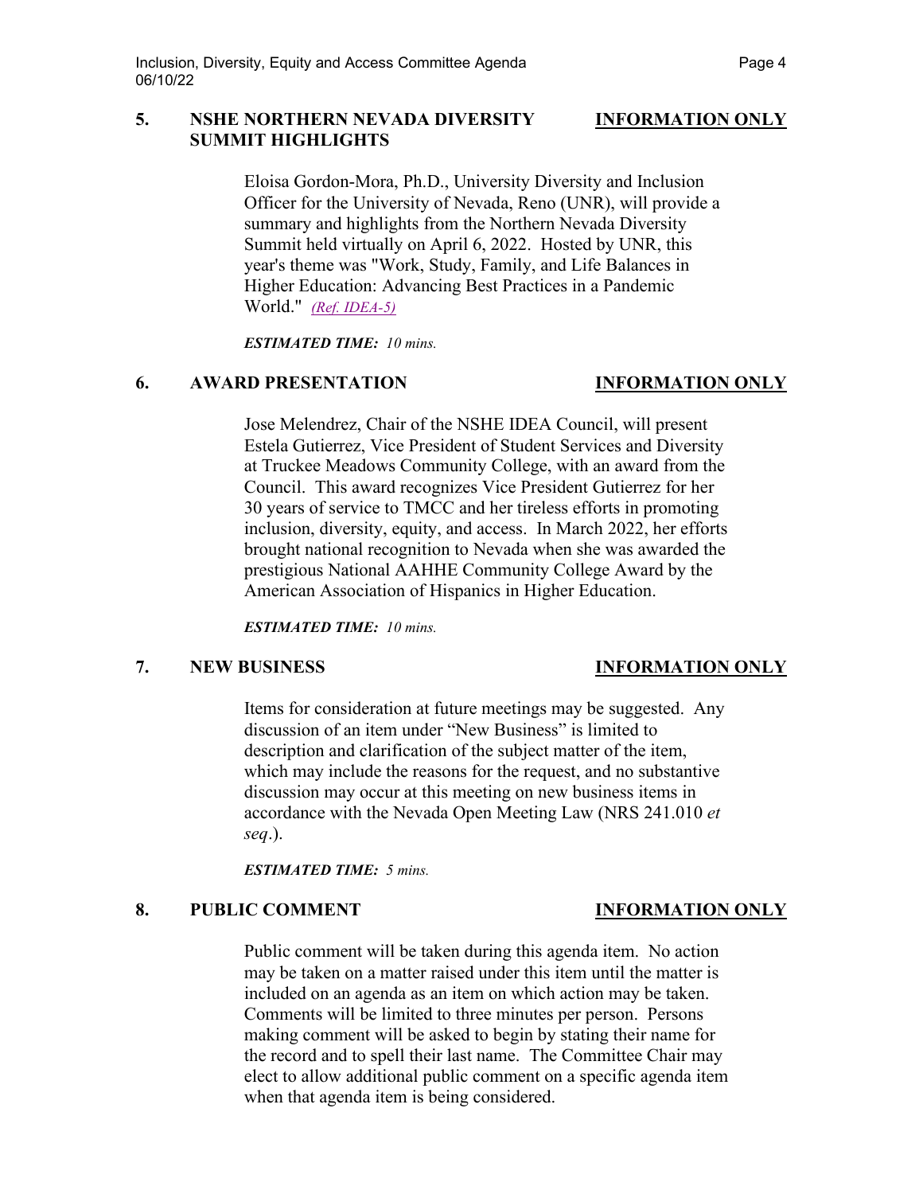## 5. NSHE NORTHERN NEVADA DIVERSITY SUMMIT HIGHLIGHTS — INFORMATION ONLY

Eloisa Gordon-Mora, Ph.D., University Diversity and Inclusion Officer for the University of Nevada, Reno (UNR), will provide a summary and highlights from the Northern Nevada Diversity Summit held virtually on April 6, 2022. Hosted by UNR, this year's theme was "Work, Study, Family, and Life Balances in Higher Education: Advancing Best Practices in a Pandemic World." *(Ref. IDEA-5)*

***ESTIMATED TIME:*** *10 mins.*

## 6. AWARD PRESENTATION — INFORMATION ONLY

Jose Melendrez, Chair of the NSHE IDEA Council, will present Estela Gutierrez, Vice President of Student Services and Diversity at Truckee Meadows Community College, with an award from the Council. This award recognizes Vice President Gutierrez for her 30 years of service to TMCC and her tireless efforts in promoting inclusion, diversity, equity, and access. In March 2022, her efforts brought national recognition to Nevada when she was awarded the prestigious National AAHHE Community College Award by the American Association of Hispanics in Higher Education.

***ESTIMATED TIME:*** *10 mins.*

## 7. NEW BUSINESS — INFORMATION ONLY

Items for consideration at future meetings may be suggested. Any discussion of an item under "New Business" is limited to description and clarification of the subject matter of the item, which may include the reasons for the request, and no substantive discussion may occur at this meeting on new business items in accordance with the Nevada Open Meeting Law (NRS 241.010 *et seq*.).

***ESTIMATED TIME:*** *5 mins.*

## 8. PUBLIC COMMENT — INFORMATION ONLY

Public comment will be taken during this agenda item. No action may be taken on a matter raised under this item until the matter is included on an agenda as an item on which action may be taken. Comments will be limited to three minutes per person. Persons making comment will be asked to begin by stating their name for the record and to spell their last name. The Committee Chair may elect to allow additional public comment on a specific agenda item when that agenda item is being considered.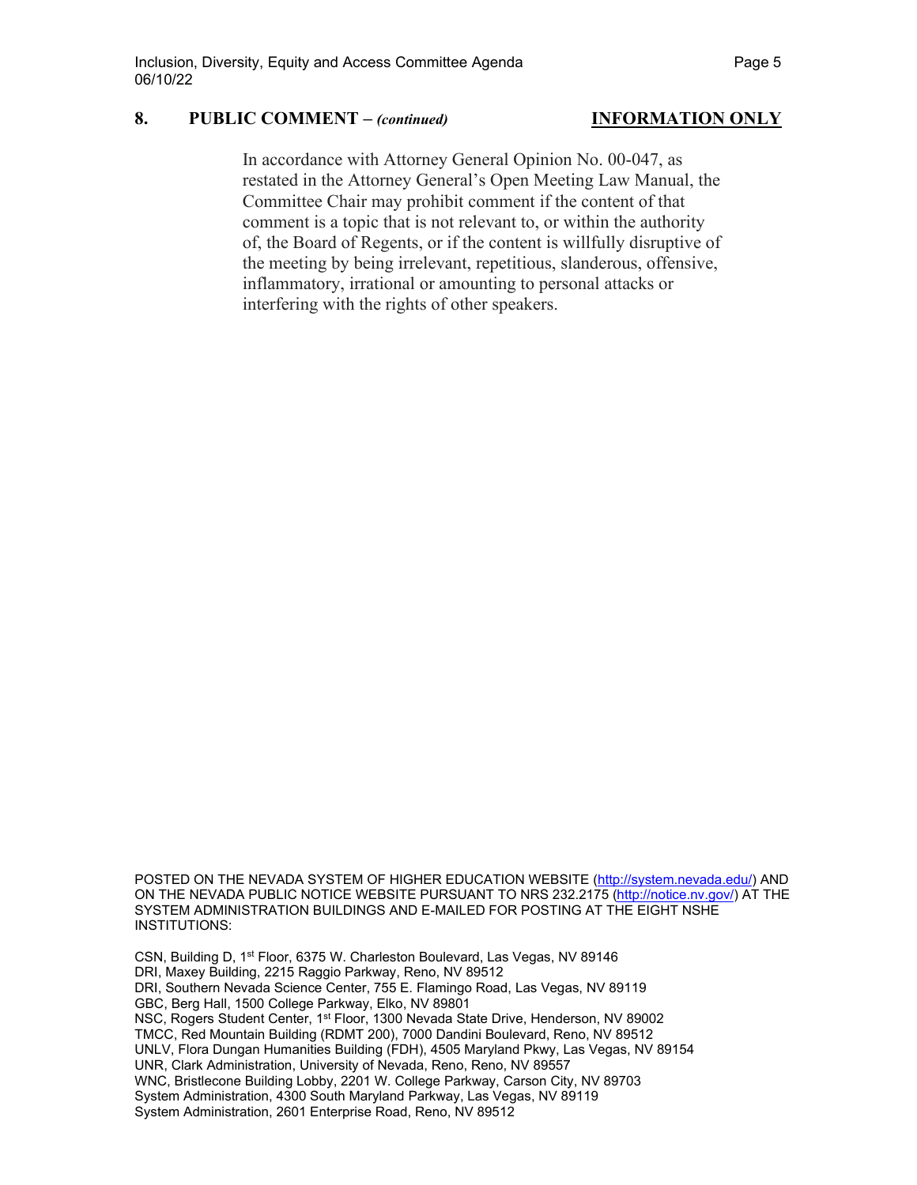**8. PUBLIC COMMENT –** ***(continued)*** **INFORMATION ONLY**

In accordance with Attorney General Opinion No. 00-047, as restated in the Attorney General's Open Meeting Law Manual, the Committee Chair may prohibit comment if the content of that comment is a topic that is not relevant to, or within the authority of, the Board of Regents, or if the content is willfully disruptive of the meeting by being irrelevant, repetitious, slanderous, offensive, inflammatory, irrational or amounting to personal attacks or interfering with the rights of other speakers.

POSTED ON THE NEVADA SYSTEM OF HIGHER EDUCATION WEBSITE (http://system.nevada.edu/) AND ON THE NEVADA PUBLIC NOTICE WEBSITE PURSUANT TO NRS 232.2175 (http://notice.nv.gov/) AT THE SYSTEM ADMINISTRATION BUILDINGS AND E-MAILED FOR POSTING AT THE EIGHT NSHE INSTITUTIONS:

CSN, Building D, 1st Floor, 6375 W. Charleston Boulevard, Las Vegas, NV 89146
DRI, Maxey Building, 2215 Raggio Parkway, Reno, NV 89512
DRI, Southern Nevada Science Center, 755 E. Flamingo Road, Las Vegas, NV 89119
GBC, Berg Hall, 1500 College Parkway, Elko, NV 89801
NSC, Rogers Student Center, 1st Floor, 1300 Nevada State Drive, Henderson, NV 89002
TMCC, Red Mountain Building (RDMT 200), 7000 Dandini Boulevard, Reno, NV 89512
UNLV, Flora Dungan Humanities Building (FDH), 4505 Maryland Pkwy, Las Vegas, NV 89154
UNR, Clark Administration, University of Nevada, Reno, Reno, NV 89557
WNC, Bristlecone Building Lobby, 2201 W. College Parkway, Carson City, NV 89703
System Administration, 4300 South Maryland Parkway, Las Vegas, NV 89119
System Administration, 2601 Enterprise Road, Reno, NV 89512